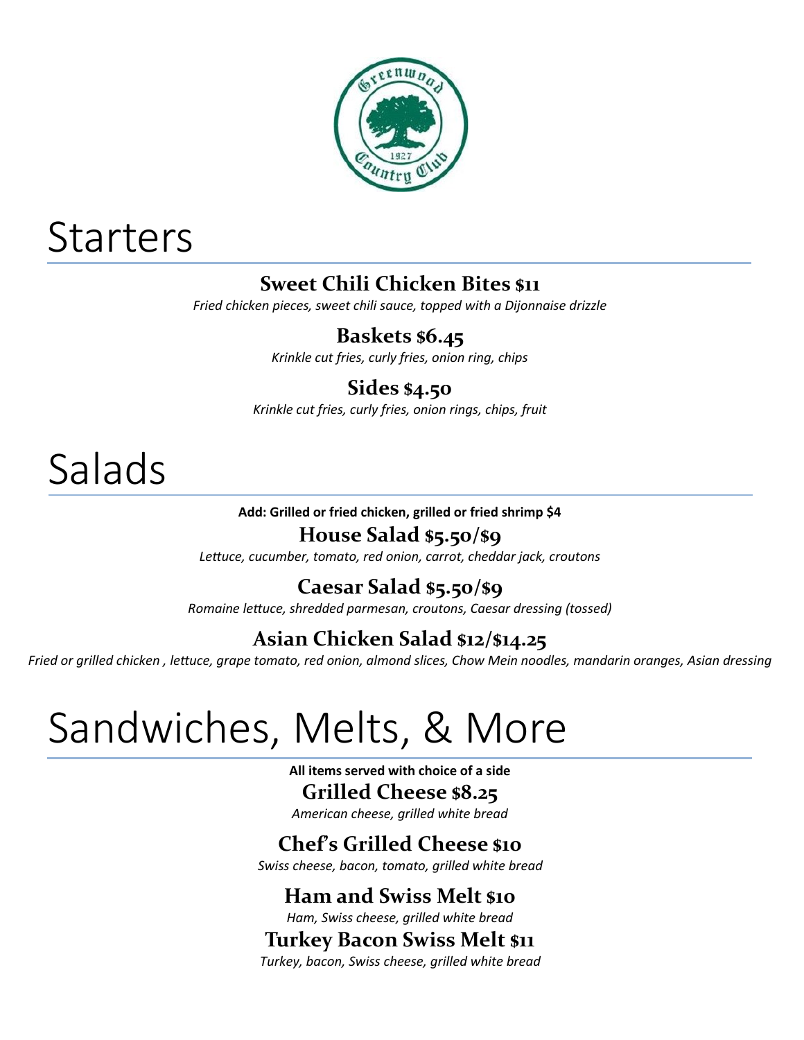# Starters

### Sweet Chili Chicken Bites $11
*Fried chicken pieces, sweet chili sauce, topped with a Dijonnaise drizzle*

### Baskets $6.45
*Krinkle cut fries, curly fries, onion ring, chips*

### Sides $4.50
*Krinkle cut fries, curly fries, onion rings, chips, fruit*

# Salads

**Add: Grilled or fried chicken, grilled or fried shrimp $4**

### House Salad $5.50/$9
*Lettuce, cucumber, tomato, red onion, carrot, cheddar jack, croutons*

### Caesar Salad $5.50/$9
*Romaine lettuce, shredded parmesan, croutons, Caesar dressing (tossed)*

### Asian Chicken Salad $12/$14.25
*Fried or grilled chicken , lettuce, grape tomato, red onion, almond slices, Chow Mein noodles, mandarin oranges, Asian dressing*

# Sandwiches, Melts, & More

**All items served with choice of a side**

### Grilled Cheese $8.25
*American cheese, grilled white bread*

### Chef's Grilled Cheese $10
*Swiss cheese, bacon, tomato, grilled white bread*

### Ham and Swiss Melt $10
*Ham, Swiss cheese, grilled white bread*

### Turkey Bacon Swiss Melt $11
*Turkey, bacon, Swiss cheese, grilled white bread*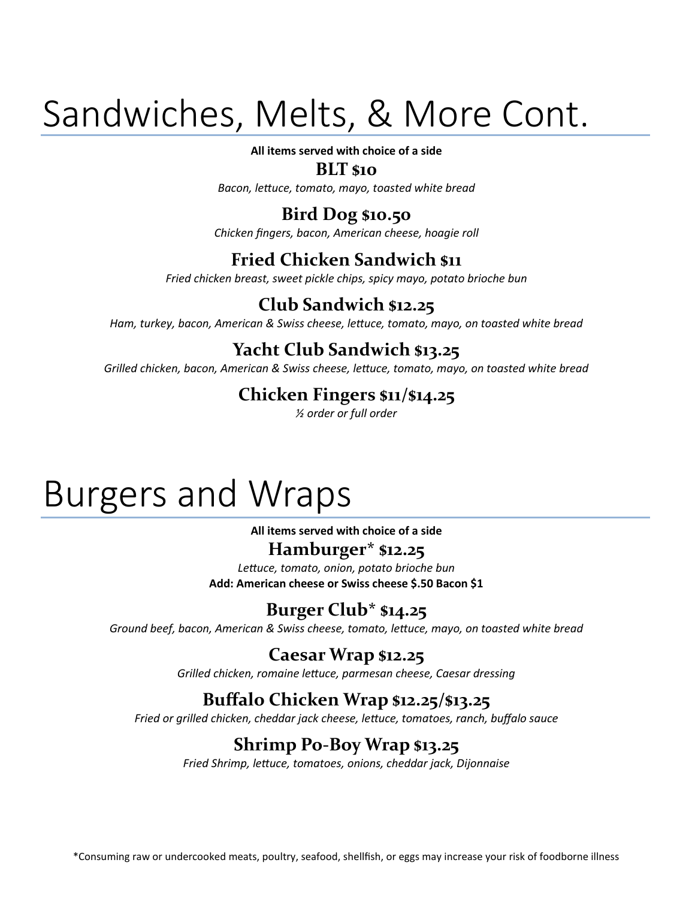# Sandwiches, Melts, & More Cont.

**All items served with choice of a side**

### BLT $10

*Bacon, lettuce, tomato, mayo, toasted white bread*

### Bird Dog $10.50

*Chicken fingers, bacon, American cheese, hoagie roll*

### Fried Chicken Sandwich $11

*Fried chicken breast, sweet pickle chips, spicy mayo, potato brioche bun*

### Club Sandwich $12.25

*Ham, turkey, bacon, American & Swiss cheese, lettuce, tomato, mayo, on toasted white bread*

### Yacht Club Sandwich $13.25

*Grilled chicken, bacon, American & Swiss cheese, lettuce, tomato, mayo, on toasted white bread*

### Chicken Fingers $11/$14.25

*½ order or full order*

# Burgers and Wraps

**All items served with choice of a side**

### Hamburger* $12.25

*Lettuce, tomato, onion, potato brioche bun*

**Add: American cheese or Swiss cheese $.50 Bacon $1**

### Burger Club* $14.25

*Ground beef, bacon, American & Swiss cheese, tomato, lettuce, mayo, on toasted white bread*

### Caesar Wrap $12.25

*Grilled chicken, romaine lettuce, parmesan cheese, Caesar dressing*

### Buffalo Chicken Wrap $12.25/$13.25

*Fried or grilled chicken, cheddar jack cheese, lettuce, tomatoes, ranch, buffalo sauce*

### Shrimp Po-Boy Wrap $13.25

*Fried Shrimp, lettuce, tomatoes, onions, cheddar jack, Dijonnaise*

*Consuming raw or undercooked meats, poultry, seafood, shellfish, or eggs may increase your risk of foodborne illness